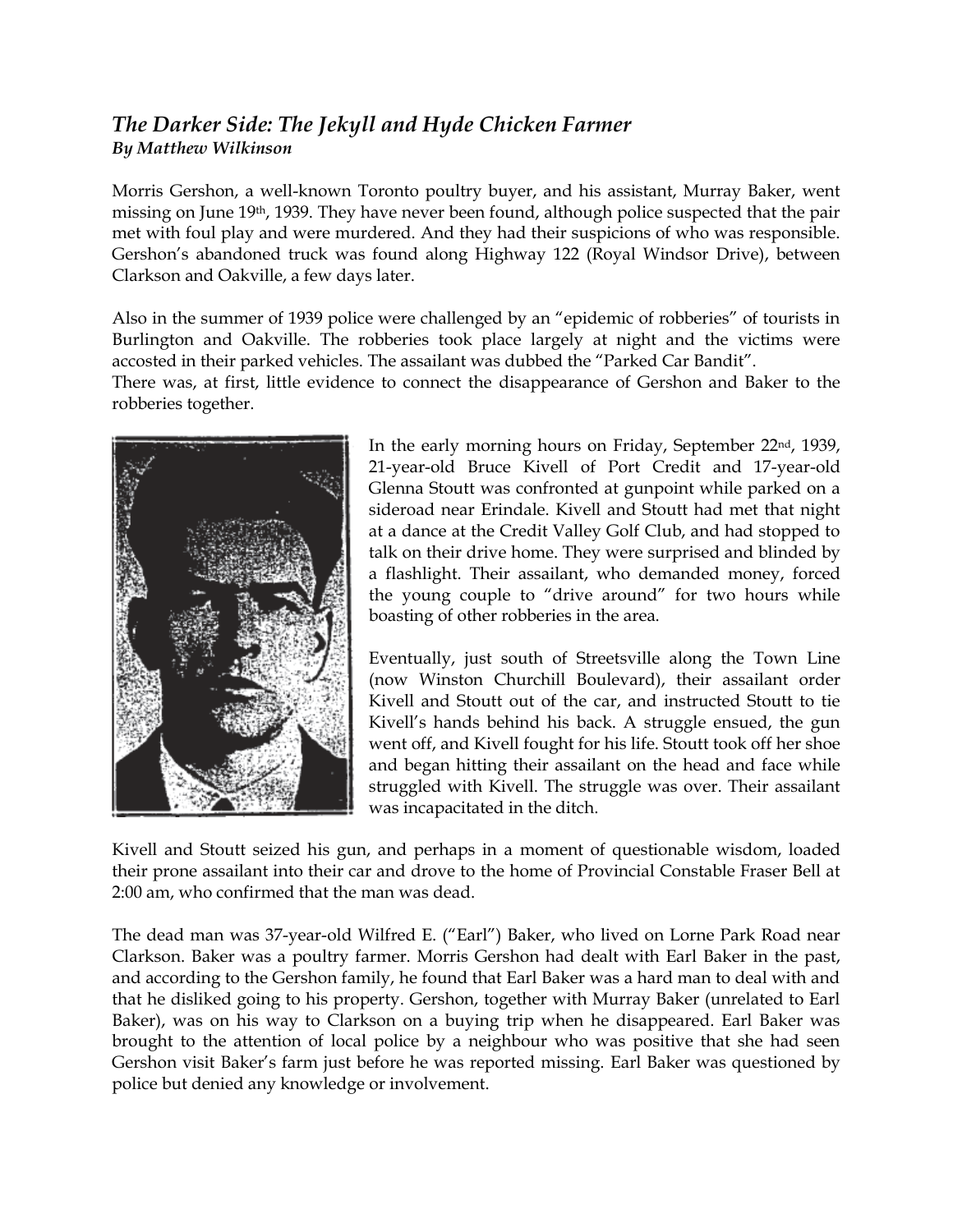## *The Darker Side: The Jekyll and Hyde Chicken Farmer*
***By Matthew Wilkinson***

Morris Gershon, a well-known Toronto poultry buyer, and his assistant, Murray Baker, went missing on June 19th, 1939. They have never been found, although police suspected that the pair met with foul play and were murdered. And they had their suspicions of who was responsible. Gershon's abandoned truck was found along Highway 122 (Royal Windsor Drive), between Clarkson and Oakville, a few days later.

Also in the summer of 1939 police were challenged by an "epidemic of robberies" of tourists in Burlington and Oakville. The robberies took place largely at night and the victims were accosted in their parked vehicles. The assailant was dubbed the "Parked Car Bandit".
There was, at first, little evidence to connect the disappearance of Gershon and Baker to the robberies together.

In the early morning hours on Friday, September 22nd, 1939, 21-year-old Bruce Kivell of Port Credit and 17-year-old Glenna Stoutt was confronted at gunpoint while parked on a sideroad near Erindale. Kivell and Stoutt had met that night at a dance at the Credit Valley Golf Club, and had stopped to talk on their drive home. They were surprised and blinded by a flashlight. Their assailant, who demanded money, forced the young couple to "drive around" for two hours while boasting of other robberies in the area.

Eventually, just south of Streetsville along the Town Line (now Winston Churchill Boulevard), their assailant order Kivell and Stoutt out of the car, and instructed Stoutt to tie Kivell's hands behind his back. A struggle ensued, the gun went off, and Kivell fought for his life. Stoutt took off her shoe and began hitting their assailant on the head and face while struggled with Kivell. The struggle was over. Their assailant was incapacitated in the ditch.

Kivell and Stoutt seized his gun, and perhaps in a moment of questionable wisdom, loaded their prone assailant into their car and drove to the home of Provincial Constable Fraser Bell at 2:00 am, who confirmed that the man was dead.

The dead man was 37-year-old Wilfred E. ("Earl") Baker, who lived on Lorne Park Road near Clarkson. Baker was a poultry farmer. Morris Gershon had dealt with Earl Baker in the past, and according to the Gershon family, he found that Earl Baker was a hard man to deal with and that he disliked going to his property. Gershon, together with Murray Baker (unrelated to Earl Baker), was on his way to Clarkson on a buying trip when he disappeared. Earl Baker was brought to the attention of local police by a neighbour who was positive that she had seen Gershon visit Baker's farm just before he was reported missing. Earl Baker was questioned by police but denied any knowledge or involvement.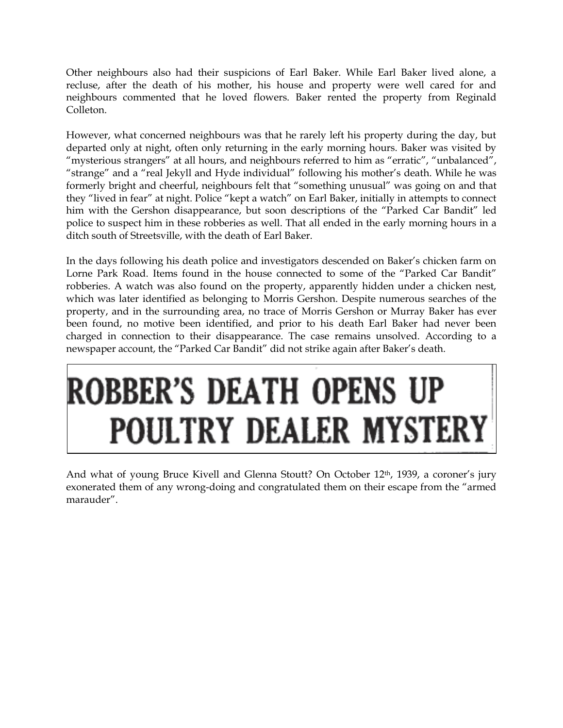Other neighbours also had their suspicions of Earl Baker. While Earl Baker lived alone, a recluse, after the death of his mother, his house and property were well cared for and neighbours commented that he loved flowers. Baker rented the property from Reginald Colleton.

However, what concerned neighbours was that he rarely left his property during the day, but departed only at night, often only returning in the early morning hours. Baker was visited by "mysterious strangers" at all hours, and neighbours referred to him as "erratic", "unbalanced", "strange" and a "real Jekyll and Hyde individual" following his mother's death. While he was formerly bright and cheerful, neighbours felt that "something unusual" was going on and that they "lived in fear" at night. Police "kept a watch" on Earl Baker, initially in attempts to connect him with the Gershon disappearance, but soon descriptions of the "Parked Car Bandit" led police to suspect him in these robberies as well. That all ended in the early morning hours in a ditch south of Streetsville, with the death of Earl Baker.

In the days following his death police and investigators descended on Baker's chicken farm on Lorne Park Road. Items found in the house connected to some of the "Parked Car Bandit" robberies. A watch was also found on the property, apparently hidden under a chicken nest, which was later identified as belonging to Morris Gershon. Despite numerous searches of the property, and in the surrounding area, no trace of Morris Gershon or Murray Baker has ever been found, no motive been identified, and prior to his death Earl Baker had never been charged in connection to their disappearance. The case remains unsolved. According to a newspaper account, the "Parked Car Bandit" did not strike again after Baker's death.

# ROBBER'S DEATH OPENS UP POULTRY DEALER MYSTERY

And what of young Bruce Kivell and Glenna Stoutt? On October 12th, 1939, a coroner's jury exonerated them of any wrong-doing and congratulated them on their escape from the "armed marauder".